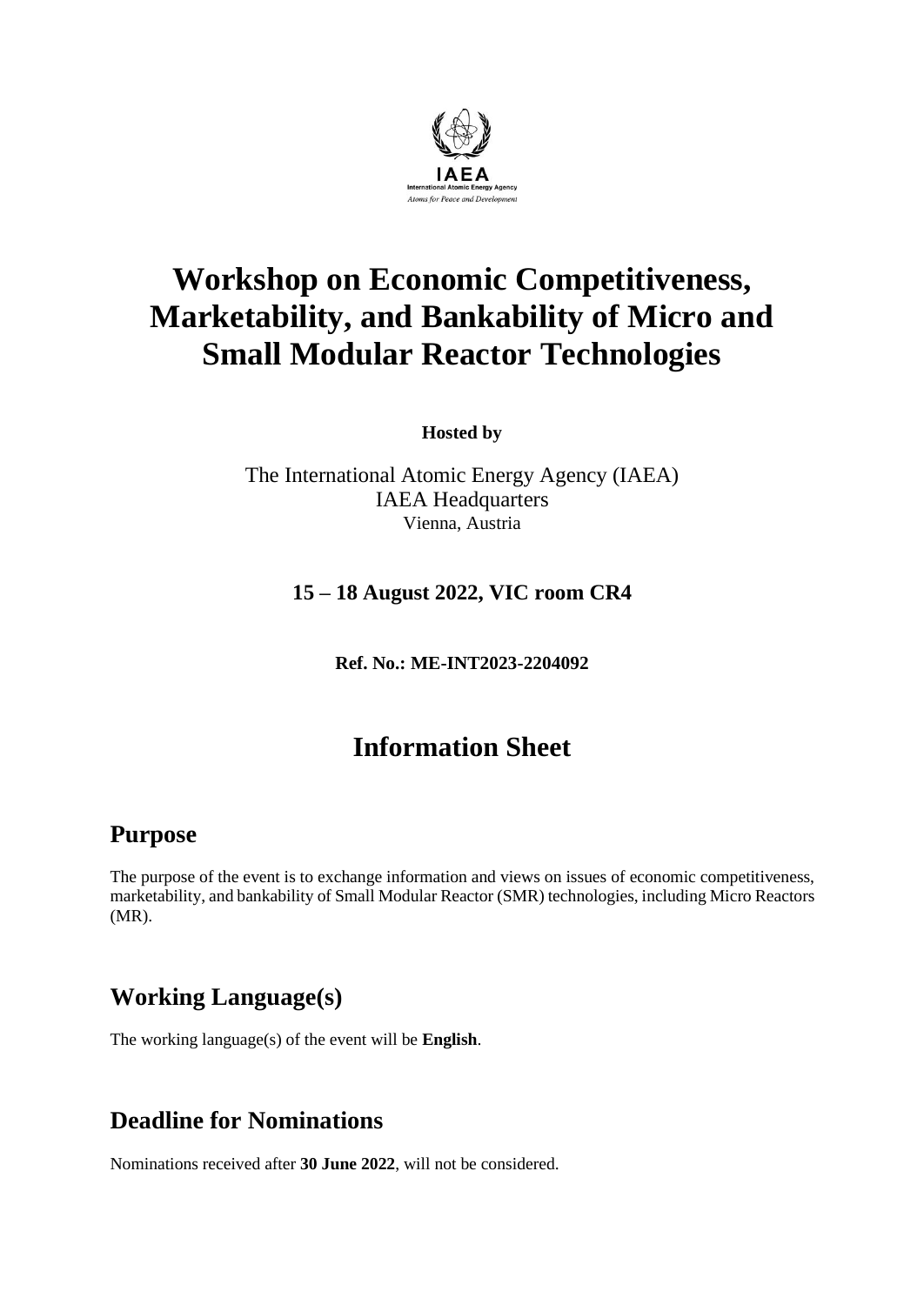IAEA
International Atomic Energy Agency
*Atoms for Peace and Development*

# Workshop on Economic Competitiveness, Marketability, and Bankability of Micro and Small Modular Reactor Technologies

**Hosted by**

The International Atomic Energy Agency (IAEA)
IAEA Headquarters
Vienna, Austria

**15 – 18 August 2022, VIC room CR4**

**Ref. No.: ME-INT2023-2204092**

# Information Sheet

## Purpose

The purpose of the event is to exchange information and views on issues of economic competitiveness, marketability, and bankability of Small Modular Reactor (SMR) technologies, including Micro Reactors (MR).

## Working Language(s)

The working language(s) of the event will be **English**.

## Deadline for Nominations

Nominations received after **30 June 2022**, will not be considered.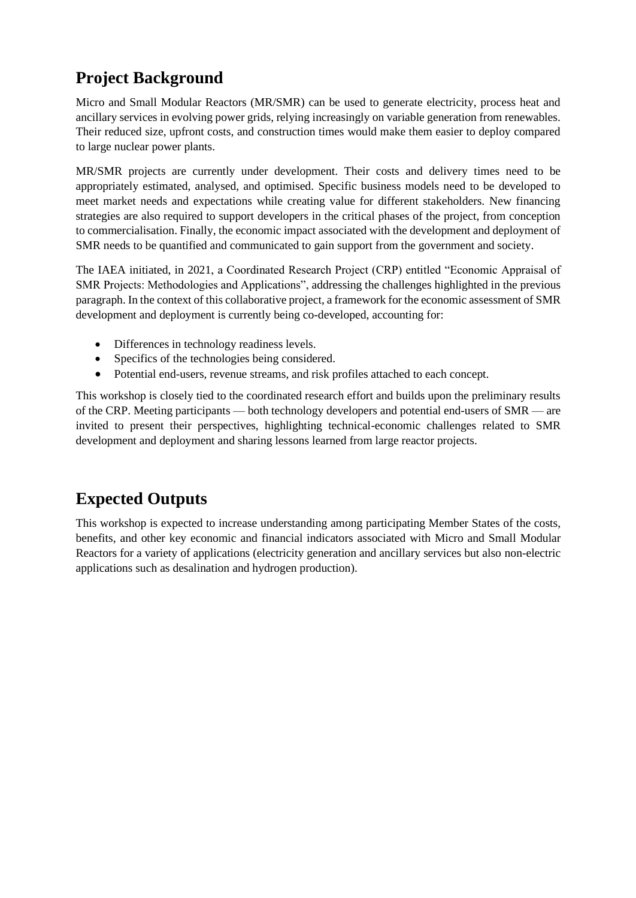## Project Background

Micro and Small Modular Reactors (MR/SMR) can be used to generate electricity, process heat and ancillary services in evolving power grids, relying increasingly on variable generation from renewables. Their reduced size, upfront costs, and construction times would make them easier to deploy compared to large nuclear power plants.

MR/SMR projects are currently under development. Their costs and delivery times need to be appropriately estimated, analysed, and optimised. Specific business models need to be developed to meet market needs and expectations while creating value for different stakeholders. New financing strategies are also required to support developers in the critical phases of the project, from conception to commercialisation. Finally, the economic impact associated with the development and deployment of SMR needs to be quantified and communicated to gain support from the government and society.

The IAEA initiated, in 2021, a Coordinated Research Project (CRP) entitled "Economic Appraisal of SMR Projects: Methodologies and Applications", addressing the challenges highlighted in the previous paragraph. In the context of this collaborative project, a framework for the economic assessment of SMR development and deployment is currently being co-developed, accounting for:

- Differences in technology readiness levels.
- Specifics of the technologies being considered.
- Potential end-users, revenue streams, and risk profiles attached to each concept.

This workshop is closely tied to the coordinated research effort and builds upon the preliminary results of the CRP. Meeting participants — both technology developers and potential end-users of SMR — are invited to present their perspectives, highlighting technical-economic challenges related to SMR development and deployment and sharing lessons learned from large reactor projects.

## Expected Outputs

This workshop is expected to increase understanding among participating Member States of the costs, benefits, and other key economic and financial indicators associated with Micro and Small Modular Reactors for a variety of applications (electricity generation and ancillary services but also non-electric applications such as desalination and hydrogen production).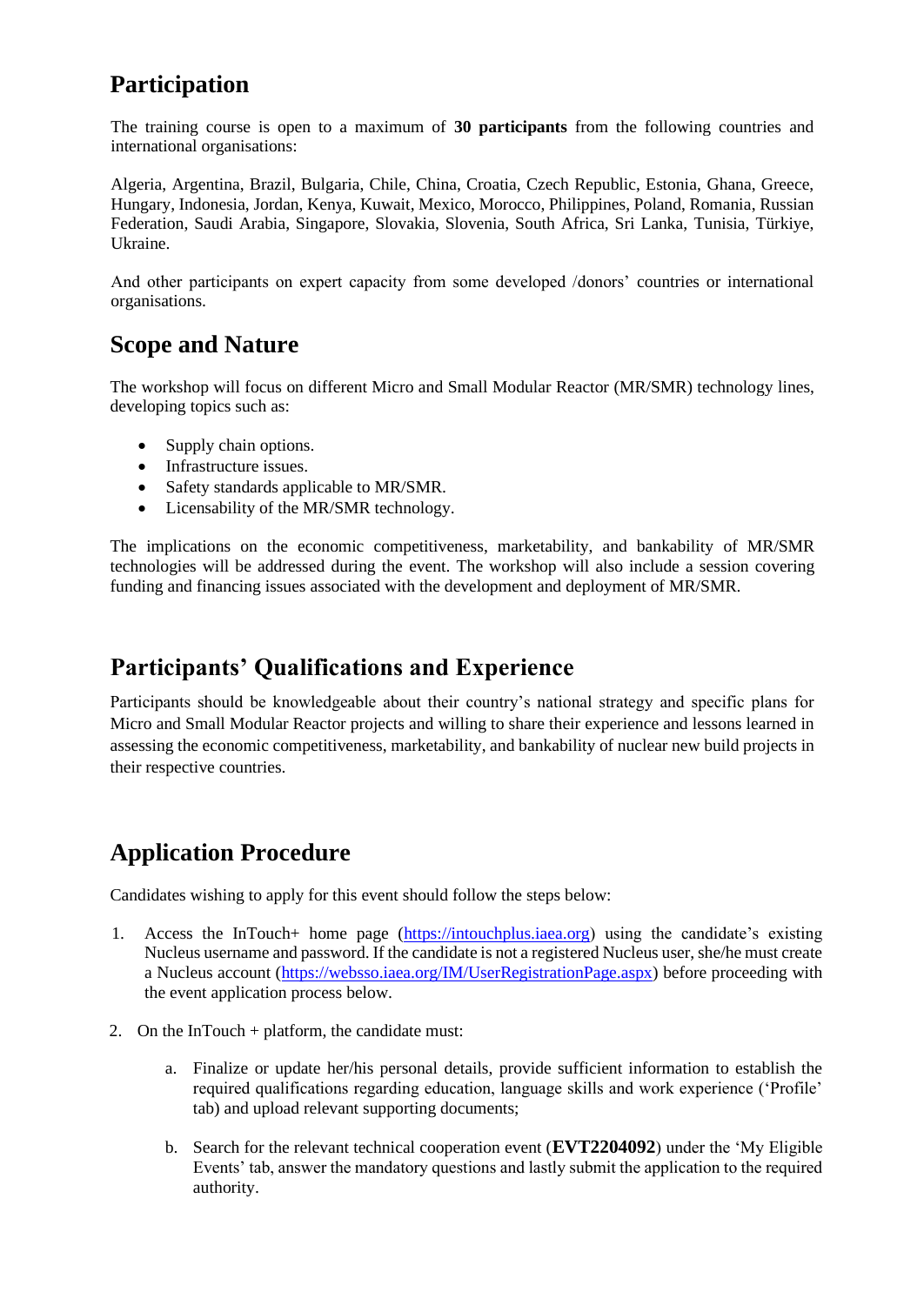## Participation

The training course is open to a maximum of **30 participants** from the following countries and international organisations:

Algeria, Argentina, Brazil, Bulgaria, Chile, China, Croatia, Czech Republic, Estonia, Ghana, Greece, Hungary, Indonesia, Jordan, Kenya, Kuwait, Mexico, Morocco, Philippines, Poland, Romania, Russian Federation, Saudi Arabia, Singapore, Slovakia, Slovenia, South Africa, Sri Lanka, Tunisia, Türkiye, Ukraine.

And other participants on expert capacity from some developed /donors' countries or international organisations.

## Scope and Nature

The workshop will focus on different Micro and Small Modular Reactor (MR/SMR) technology lines, developing topics such as:

- Supply chain options.
- Infrastructure issues.
- Safety standards applicable to MR/SMR.
- Licensability of the MR/SMR technology.

The implications on the economic competitiveness, marketability, and bankability of MR/SMR technologies will be addressed during the event. The workshop will also include a session covering funding and financing issues associated with the development and deployment of MR/SMR.

## Participants' Qualifications and Experience

Participants should be knowledgeable about their country's national strategy and specific plans for Micro and Small Modular Reactor projects and willing to share their experience and lessons learned in assessing the economic competitiveness, marketability, and bankability of nuclear new build projects in their respective countries.

## Application Procedure

Candidates wishing to apply for this event should follow the steps below:

1. Access the InTouch+ home page (https://intouchplus.iaea.org) using the candidate's existing Nucleus username and password. If the candidate is not a registered Nucleus user, she/he must create a Nucleus account (https://websso.iaea.org/IM/UserRegistrationPage.aspx) before proceeding with the event application process below.

2. On the InTouch + platform, the candidate must:

   a. Finalize or update her/his personal details, provide sufficient information to establish the required qualifications regarding education, language skills and work experience ('Profile' tab) and upload relevant supporting documents;

   b. Search for the relevant technical cooperation event (**EVT2204092**) under the 'My Eligible Events' tab, answer the mandatory questions and lastly submit the application to the required authority.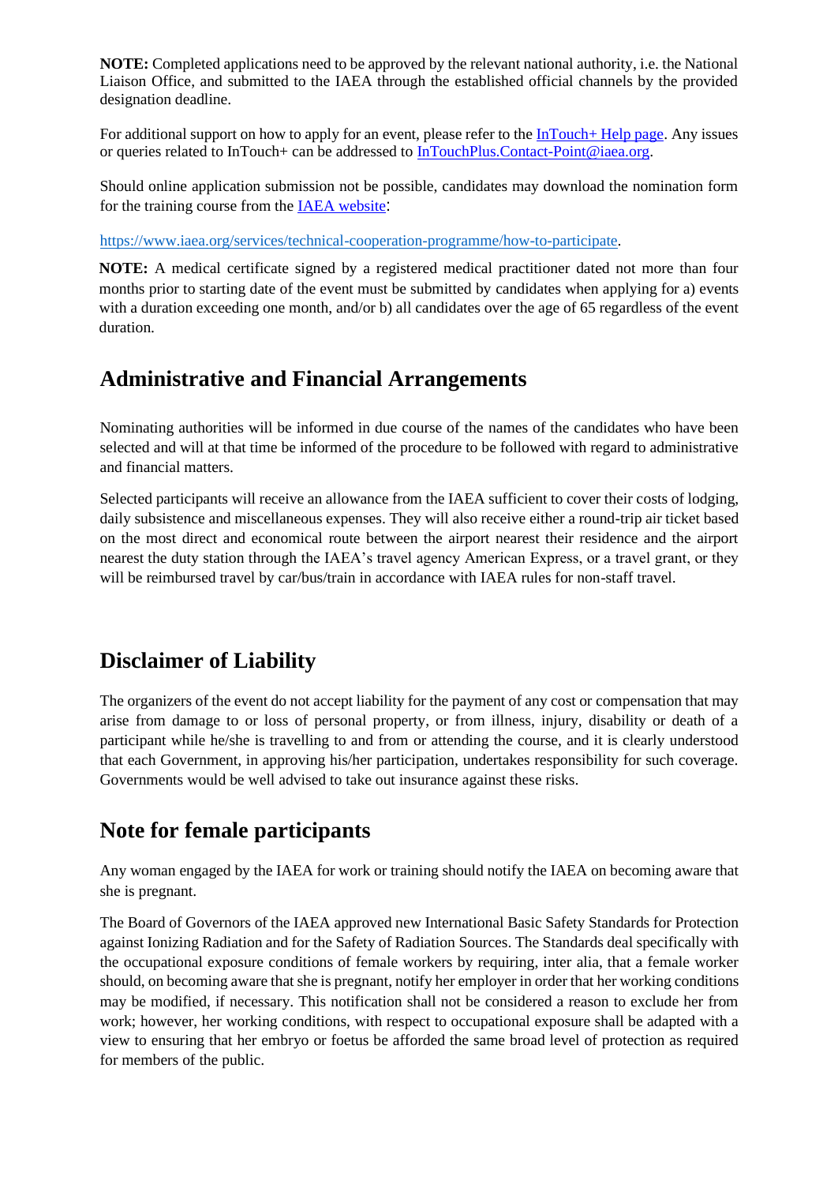**NOTE:** Completed applications need to be approved by the relevant national authority, i.e. the National Liaison Office, and submitted to the IAEA through the established official channels by the provided designation deadline.

For additional support on how to apply for an event, please refer to the [InTouch+ Help page](). Any issues or queries related to InTouch+ can be addressed to [InTouchPlus.Contact-Point@iaea.org](mailto:InTouchPlus.Contact-Point@iaea.org).

Should online application submission not be possible, candidates may download the nomination form for the training course from the [IAEA website]():

[https://www.iaea.org/services/technical-cooperation-programme/how-to-participate](https://www.iaea.org/services/technical-cooperation-programme/how-to-participate).

**NOTE:** A medical certificate signed by a registered medical practitioner dated not more than four months prior to starting date of the event must be submitted by candidates when applying for a) events with a duration exceeding one month, and/or b) all candidates over the age of 65 regardless of the event duration.

## Administrative and Financial Arrangements

Nominating authorities will be informed in due course of the names of the candidates who have been selected and will at that time be informed of the procedure to be followed with regard to administrative and financial matters.

Selected participants will receive an allowance from the IAEA sufficient to cover their costs of lodging, daily subsistence and miscellaneous expenses. They will also receive either a round-trip air ticket based on the most direct and economical route between the airport nearest their residence and the airport nearest the duty station through the IAEA's travel agency American Express, or a travel grant, or they will be reimbursed travel by car/bus/train in accordance with IAEA rules for non-staff travel.

## Disclaimer of Liability

The organizers of the event do not accept liability for the payment of any cost or compensation that may arise from damage to or loss of personal property, or from illness, injury, disability or death of a participant while he/she is travelling to and from or attending the course, and it is clearly understood that each Government, in approving his/her participation, undertakes responsibility for such coverage. Governments would be well advised to take out insurance against these risks.

## Note for female participants

Any woman engaged by the IAEA for work or training should notify the IAEA on becoming aware that she is pregnant.

The Board of Governors of the IAEA approved new International Basic Safety Standards for Protection against Ionizing Radiation and for the Safety of Radiation Sources. The Standards deal specifically with the occupational exposure conditions of female workers by requiring, inter alia, that a female worker should, on becoming aware that she is pregnant, notify her employer in order that her working conditions may be modified, if necessary. This notification shall not be considered a reason to exclude her from work; however, her working conditions, with respect to occupational exposure shall be adapted with a view to ensuring that her embryo or foetus be afforded the same broad level of protection as required for members of the public.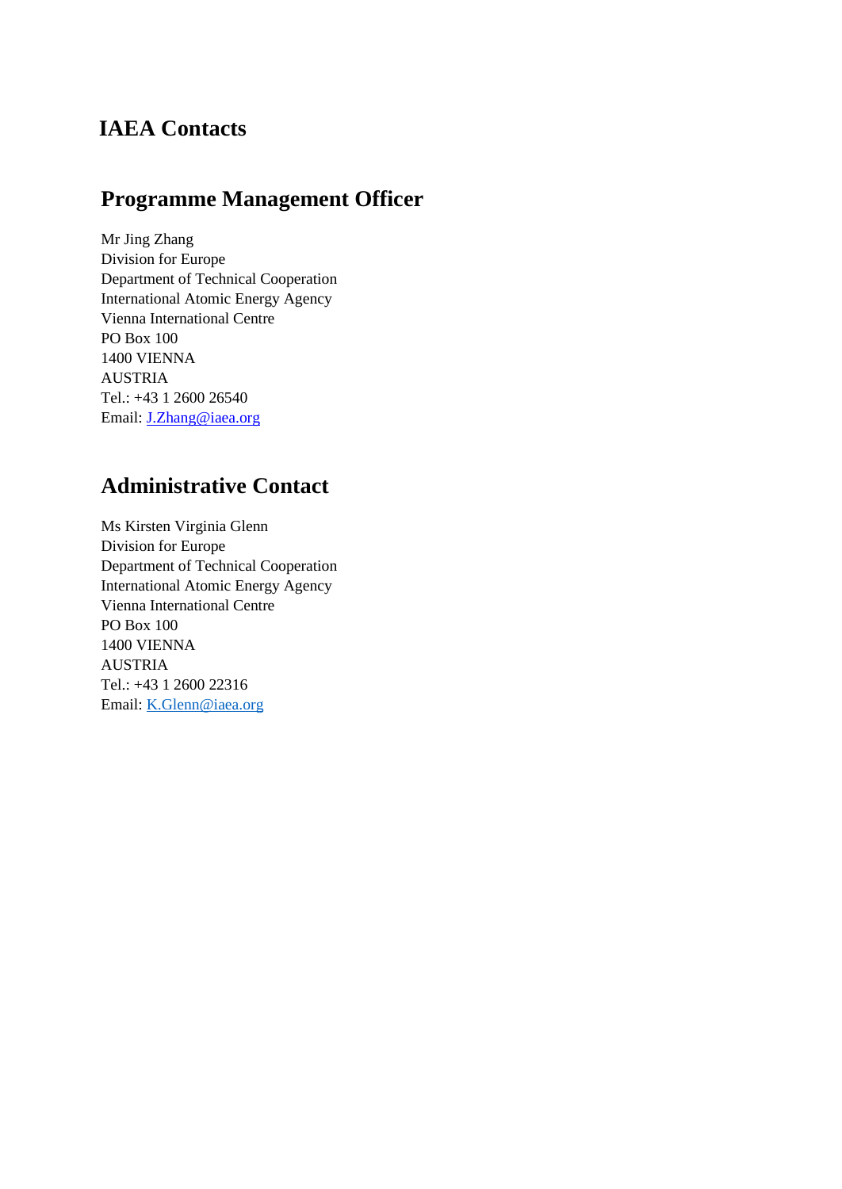# IAEA Contacts

## Programme Management Officer

Mr Jing Zhang
Division for Europe
Department of Technical Cooperation
International Atomic Energy Agency
Vienna International Centre
PO Box 100
1400 VIENNA
AUSTRIA
Tel.: +43 1 2600 26540
Email: J.Zhang@iaea.org

## Administrative Contact

Ms Kirsten Virginia Glenn
Division for Europe
Department of Technical Cooperation
International Atomic Energy Agency
Vienna International Centre
PO Box 100
1400 VIENNA
AUSTRIA
Tel.: +43 1 2600 22316
Email: K.Glenn@iaea.org